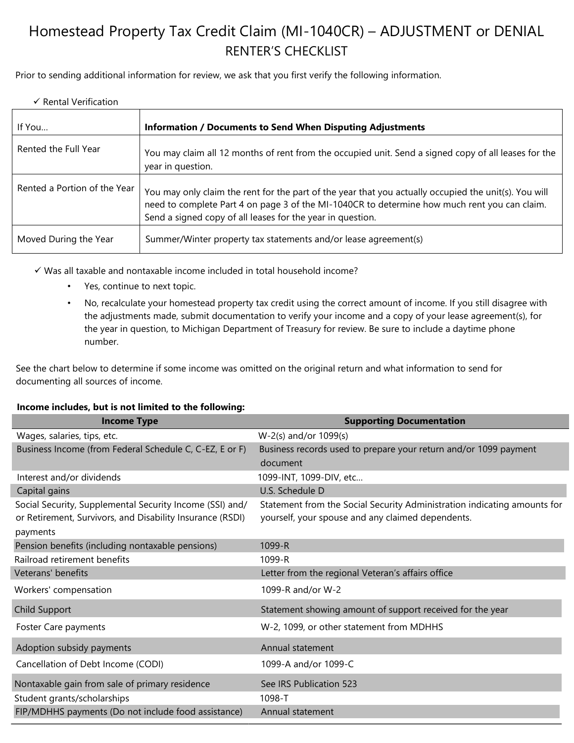# Homestead Property Tax Credit Claim (MI-1040CR) – ADJUSTMENT or DENIAL

## RENTER'S CHECKLIST

Prior to sending additional information for review, we ask that you first verify the following information.

✓ Rental Verification

| If You… | Information / Documents to Send When Disputing Adjustments |
|---|---|
| Rented the Full Year | You may claim all 12 months of rent from the occupied unit. Send a signed copy of all leases for the year in question. |
| Rented a Portion of the Year | You may only claim the rent for the part of the year that you actually occupied the unit(s). You will need to complete Part 4 on page 3 of the MI-1040CR to determine how much rent you can claim. Send a signed copy of all leases for the year in question. |
| Moved During the Year | Summer/Winter property tax statements and/or lease agreement(s) |

✓ Was all taxable and nontaxable income included in total household income?

- Yes, continue to next topic.
- No, recalculate your homestead property tax credit using the correct amount of income. If you still disagree with the adjustments made, submit documentation to verify your income and a copy of your lease agreement(s), for the year in question, to Michigan Department of Treasury for review. Be sure to include a daytime phone number.

See the chart below to determine if some income was omitted on the original return and what information to send for documenting all sources of income.

**Income includes, but is not limited to the following:**

| Income Type | Supporting Documentation |
|---|---|
| Wages, salaries, tips, etc. | W-2(s) and/or 1099(s) |
| Business Income (from Federal Schedule C, C-EZ, E or F) | Business records used to prepare your return and/or 1099 payment document |
| Interest and/or dividends | 1099-INT, 1099-DIV, etc… |
| Capital gains | U.S. Schedule D |
| Social Security, Supplemental Security Income (SSI) and/ or Retirement, Survivors, and Disability Insurance (RSDI) payments | Statement from the Social Security Administration indicating amounts for yourself, your spouse and any claimed dependents. |
| Pension benefits (including nontaxable pensions) | 1099-R |
| Railroad retirement benefits | 1099-R |
| Veterans' benefits | Letter from the regional Veteran's affairs office |
| Workers' compensation | 1099-R and/or W-2 |
| Child Support | Statement showing amount of support received for the year |
| Foster Care payments | W-2, 1099, or other statement from MDHHS |
| Adoption subsidy payments | Annual statement |
| Cancellation of Debt Income (CODI) | 1099-A and/or 1099-C |
| Nontaxable gain from sale of primary residence | See IRS Publication 523 |
| Student grants/scholarships | 1098-T |
| FIP/MDHHS payments (Do not include food assistance) | Annual statement |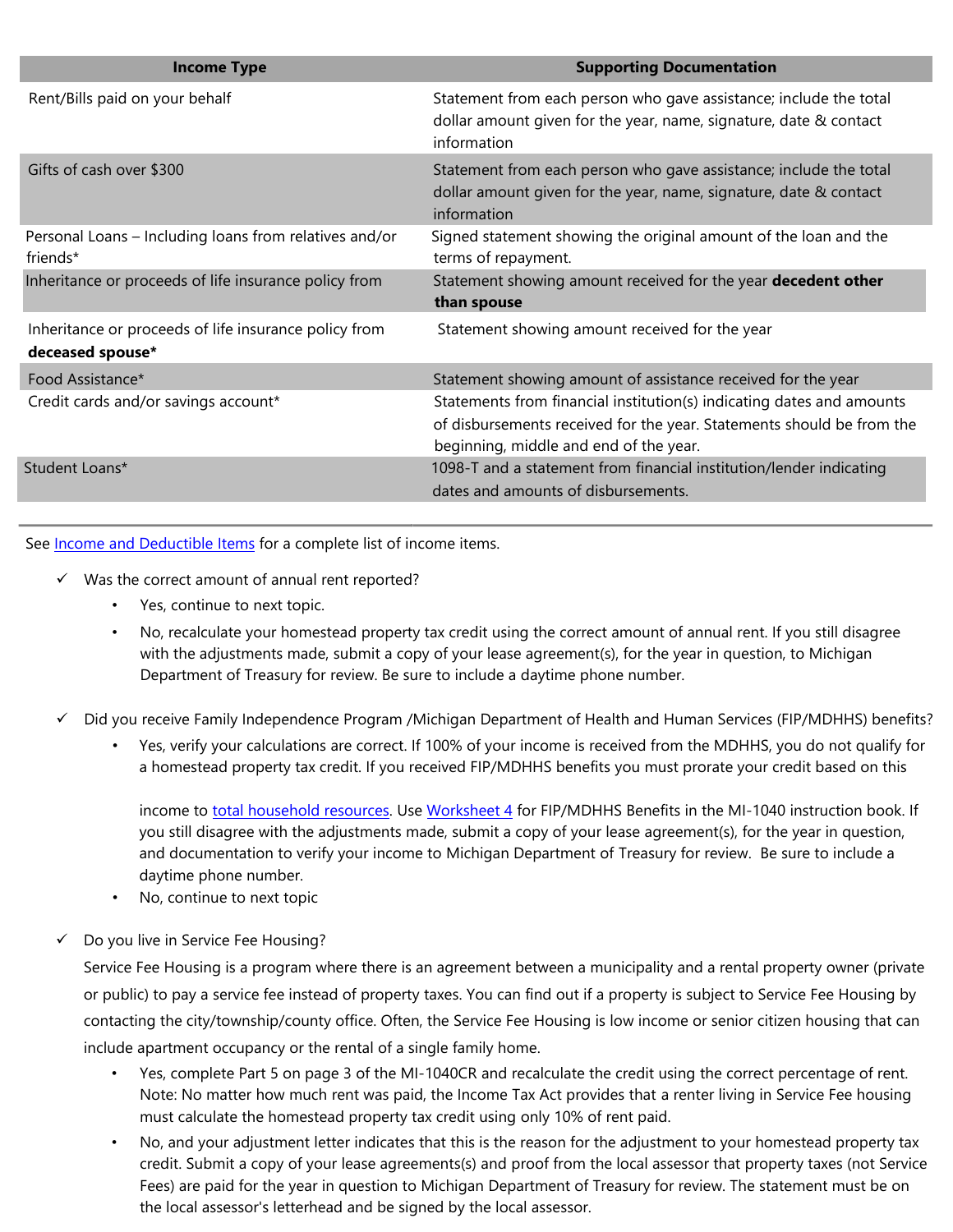| Income Type | Supporting Documentation |
|---|---|
| Rent/Bills paid on your behalf | Statement from each person who gave assistance; include the total dollar amount given for the year, name, signature, date & contact information |
| Gifts of cash over $300 | Statement from each person who gave assistance; include the total dollar amount given for the year, name, signature, date & contact information |
| Personal Loans – Including loans from relatives and/or friends* | Signed statement showing the original amount of the loan and the terms of repayment. |
| Inheritance or proceeds of life insurance policy from | Statement showing amount received for the year **decedent other than spouse** |
| Inheritance or proceeds of life insurance policy from **deceased spouse*** | Statement showing amount received for the year |
| Food Assistance* | Statement showing amount of assistance received for the year |
| Credit cards and/or savings account* | Statements from financial institution(s) indicating dates and amounts of disbursements received for the year. Statements should be from the beginning, middle and end of the year. |
| Student Loans* | 1098-T and a statement from financial institution/lender indicating dates and amounts of disbursements. |

See Income and Deductible Items for a complete list of income items.

- ✓ Was the correct amount of annual rent reported?
  - Yes, continue to next topic.
  - No, recalculate your homestead property tax credit using the correct amount of annual rent. If you still disagree with the adjustments made, submit a copy of your lease agreement(s), for the year in question, to Michigan Department of Treasury for review. Be sure to include a daytime phone number.

- ✓ Did you receive Family Independence Program /Michigan Department of Health and Human Services (FIP/MDHHS) benefits?
  - Yes, verify your calculations are correct. If 100% of your income is received from the MDHHS, you do not qualify for a homestead property tax credit. If you received FIP/MDHHS benefits you must prorate your credit based on this income to total household resources. Use Worksheet 4 for FIP/MDHHS Benefits in the MI-1040 instruction book. If you still disagree with the adjustments made, submit a copy of your lease agreement(s), for the year in question, and documentation to verify your income to Michigan Department of Treasury for review. Be sure to include a daytime phone number.
  - No, continue to next topic

- ✓ Do you live in Service Fee Housing?

  Service Fee Housing is a program where there is an agreement between a municipality and a rental property owner (private or public) to pay a service fee instead of property taxes. You can find out if a property is subject to Service Fee Housing by contacting the city/township/county office. Often, the Service Fee Housing is low income or senior citizen housing that can include apartment occupancy or the rental of a single family home.
  - Yes, complete Part 5 on page 3 of the MI-1040CR and recalculate the credit using the correct percentage of rent. Note: No matter how much rent was paid, the Income Tax Act provides that a renter living in Service Fee housing must calculate the homestead property tax credit using only 10% of rent paid.
  - No, and your adjustment letter indicates that this is the reason for the adjustment to your homestead property tax credit. Submit a copy of your lease agreements(s) and proof from the local assessor that property taxes (not Service Fees) are paid for the year in question to Michigan Department of Treasury for review. The statement must be on the local assessor's letterhead and be signed by the local assessor.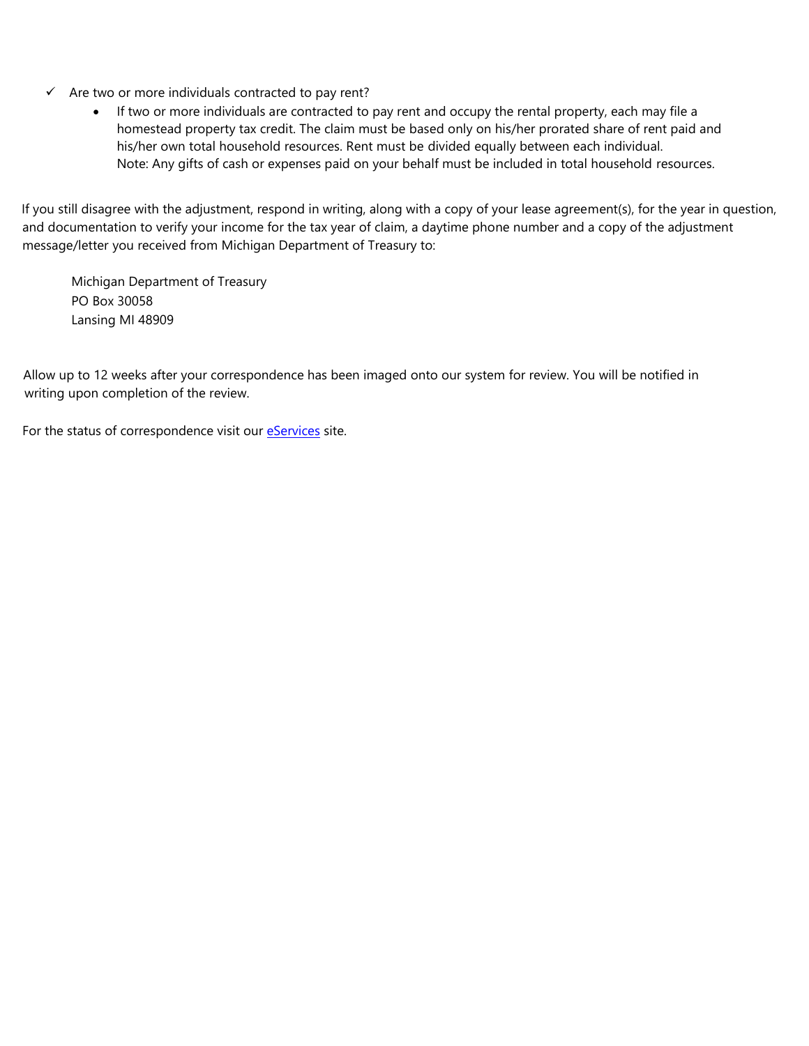- ✓ Are two or more individuals contracted to pay rent?
  - If two or more individuals are contracted to pay rent and occupy the rental property, each may file a homestead property tax credit. The claim must be based only on his/her prorated share of rent paid and his/her own total household resources. Rent must be divided equally between each individual.
    Note: Any gifts of cash or expenses paid on your behalf must be included in total household resources.

If you still disagree with the adjustment, respond in writing, along with a copy of your lease agreement(s), for the year in question, and documentation to verify your income for the tax year of claim, a daytime phone number and a copy of the adjustment message/letter you received from Michigan Department of Treasury to:

Michigan Department of Treasury
PO Box 30058
Lansing MI 48909

Allow up to 12 weeks after your correspondence has been imaged onto our system for review. You will be notified in writing upon completion of the review.

For the status of correspondence visit our eServices site.